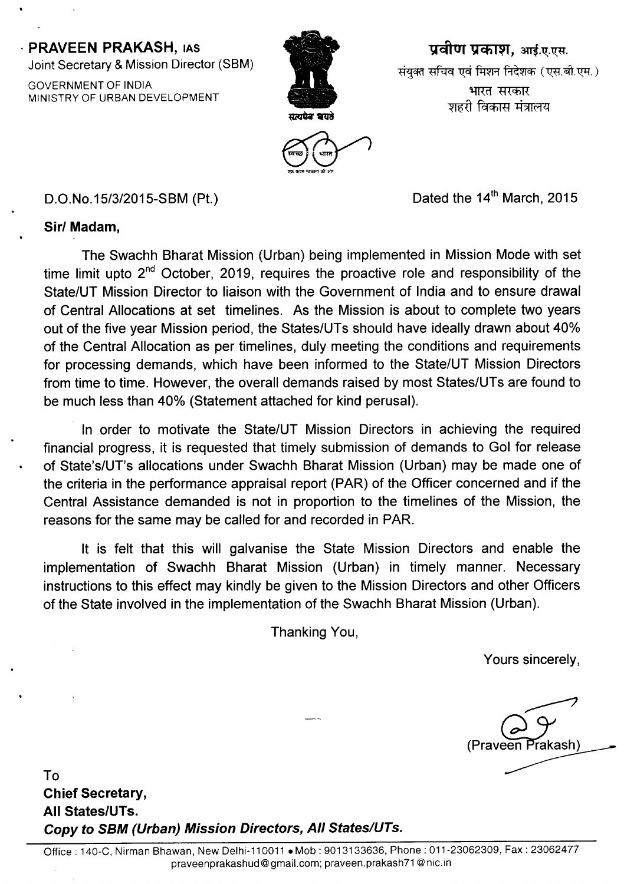**PRAVEEN PRAKASH, IAS**
Joint Secretary & Mission Director (SBM)
GOVERNMENT OF INDIA
MINISTRY OF URBAN DEVELOPMENT

**प्रवीण प्रकाश, आई.ए.एस.**
संयुक्त सचिव एवं मिशन निदेशक (एस.बी.एम.)
भारत सरकार
शहरी विकास मंत्रालय

सत्यमेव जयते

स्वच्छ भारत
एक कदम स्वच्छता की ओर

D.O.No.15/3/2015-SBM (Pt.)

Dated the 14th March, 2015

**Sir/ Madam,**

The Swachh Bharat Mission (Urban) being implemented in Mission Mode with set time limit upto 2nd October, 2019, requires the proactive role and responsibility of the State/UT Mission Director to liaison with the Government of India and to ensure drawal of Central Allocations at set timelines. As the Mission is about to complete two years out of the five year Mission period, the States/UTs should have ideally drawn about 40% of the Central Allocation as per timelines, duly meeting the conditions and requirements for processing demands, which have been informed to the State/UT Mission Directors from time to time. However, the overall demands raised by most States/UTs are found to be much less than 40% (Statement attached for kind perusal).

In order to motivate the State/UT Mission Directors in achieving the required financial progress, it is requested that timely submission of demands to GoI for release of State's/UT's allocations under Swachh Bharat Mission (Urban) may be made one of the criteria in the performance appraisal report (PAR) of the Officer concerned and if the Central Assistance demanded is not in proportion to the timelines of the Mission, the reasons for the same may be called for and recorded in PAR.

It is felt that this will galvanise the State Mission Directors and enable the implementation of Swachh Bharat Mission (Urban) in timely manner. Necessary instructions to this effect may kindly be given to the Mission Directors and other Officers of the State involved in the implementation of the Swachh Bharat Mission (Urban).

Thanking You,

Yours sincerely,

(Praveen Prakash)

To
**Chief Secretary,**
**All States/UTs.**
***Copy to SBM (Urban) Mission Directors, All States/UTs.***

Office : 140-C, Nirman Bhawan, New Delhi-110011 • Mob : 9013133636, Phone : 011-23062309, Fax : 23062477
praveenprakashud@gmail.com; praveen.prakash71@nic.in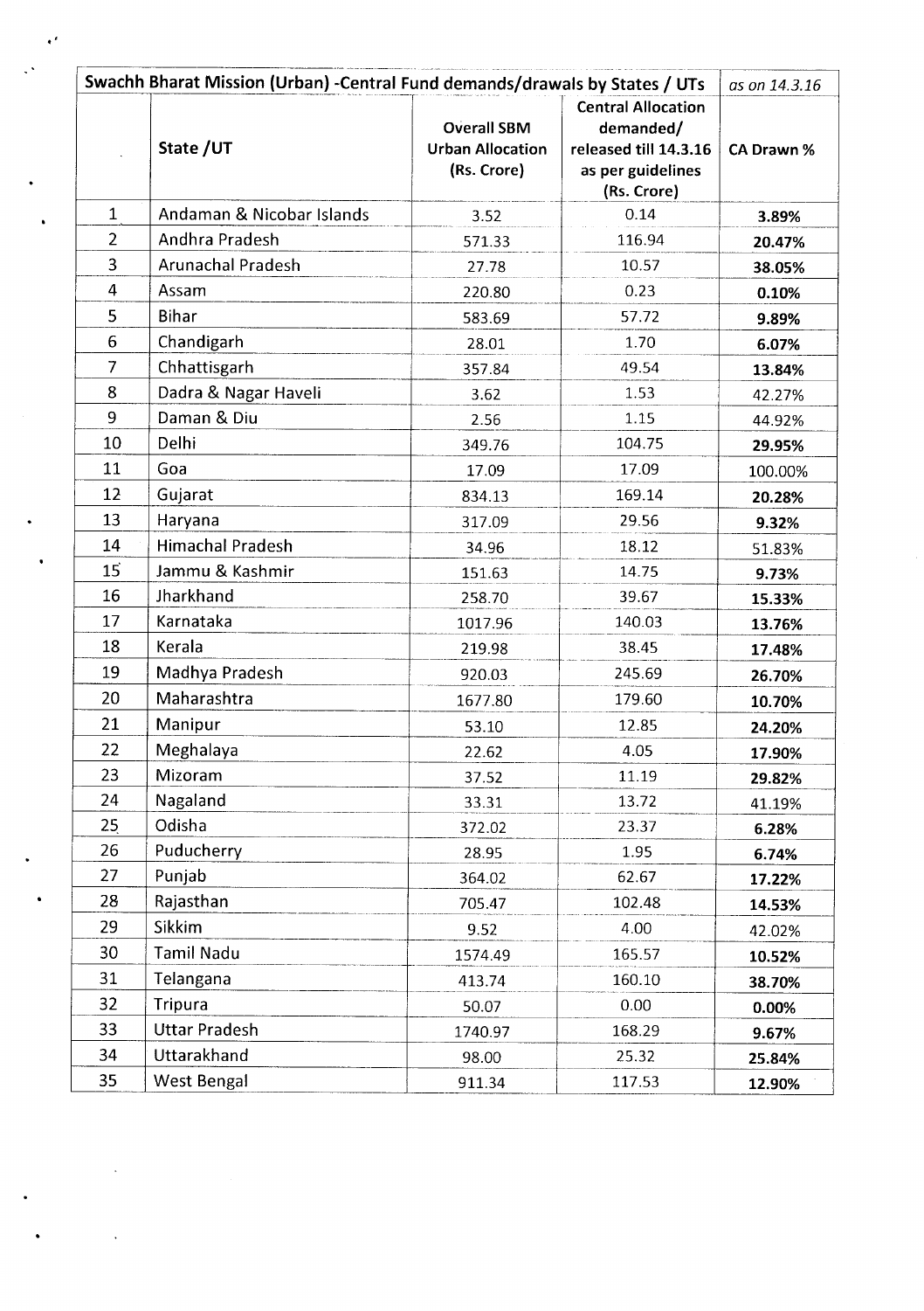| Swachh Bharat Mission (Urban) -Central Fund demands/drawals by States / UTs | | | | *as on 14.3.16* |
|---|---|---|---|---|
| | **State /UT** | **Overall SBM Urban Allocation (Rs. Crore)** | **Central Allocation demanded/ released till 14.3.16 as per guidelines (Rs. Crore)** | **CA Drawn %** |
| 1 | Andaman & Nicobar Islands | 3.52 | 0.14 | **3.89%** |
| 2 | Andhra Pradesh | 571.33 | 116.94 | **20.47%** |
| 3 | Arunachal Pradesh | 27.78 | 10.57 | **38.05%** |
| 4 | Assam | 220.80 | 0.23 | **0.10%** |
| 5 | Bihar | 583.69 | 57.72 | **9.89%** |
| 6 | Chandigarh | 28.01 | 1.70 | **6.07%** |
| 7 | Chhattisgarh | 357.84 | 49.54 | **13.84%** |
| 8 | Dadra & Nagar Haveli | 3.62 | 1.53 | 42.27% |
| 9 | Daman & Diu | 2.56 | 1.15 | 44.92% |
| 10 | Delhi | 349.76 | 104.75 | **29.95%** |
| 11 | Goa | 17.09 | 17.09 | 100.00% |
| 12 | Gujarat | 834.13 | 169.14 | **20.28%** |
| 13 | Haryana | 317.09 | 29.56 | **9.32%** |
| 14 | Himachal Pradesh | 34.96 | 18.12 | 51.83% |
| 15 | Jammu & Kashmir | 151.63 | 14.75 | **9.73%** |
| 16 | Jharkhand | 258.70 | 39.67 | **15.33%** |
| 17 | Karnataka | 1017.96 | 140.03 | **13.76%** |
| 18 | Kerala | 219.98 | 38.45 | **17.48%** |
| 19 | Madhya Pradesh | 920.03 | 245.69 | **26.70%** |
| 20 | Maharashtra | 1677.80 | 179.60 | **10.70%** |
| 21 | Manipur | 53.10 | 12.85 | **24.20%** |
| 22 | Meghalaya | 22.62 | 4.05 | **17.90%** |
| 23 | Mizoram | 37.52 | 11.19 | **29.82%** |
| 24 | Nagaland | 33.31 | 13.72 | 41.19% |
| 25 | Odisha | 372.02 | 23.37 | **6.28%** |
| 26 | Puducherry | 28.95 | 1.95 | **6.74%** |
| 27 | Punjab | 364.02 | 62.67 | **17.22%** |
| 28 | Rajasthan | 705.47 | 102.48 | **14.53%** |
| 29 | Sikkim | 9.52 | 4.00 | 42.02% |
| 30 | Tamil Nadu | 1574.49 | 165.57 | **10.52%** |
| 31 | Telangana | 413.74 | 160.10 | **38.70%** |
| 32 | Tripura | 50.07 | 0.00 | **0.00%** |
| 33 | Uttar Pradesh | 1740.97 | 168.29 | **9.67%** |
| 34 | Uttarakhand | 98.00 | 25.32 | **25.84%** |
| 35 | West Bengal | 911.34 | 117.53 | **12.90%** |